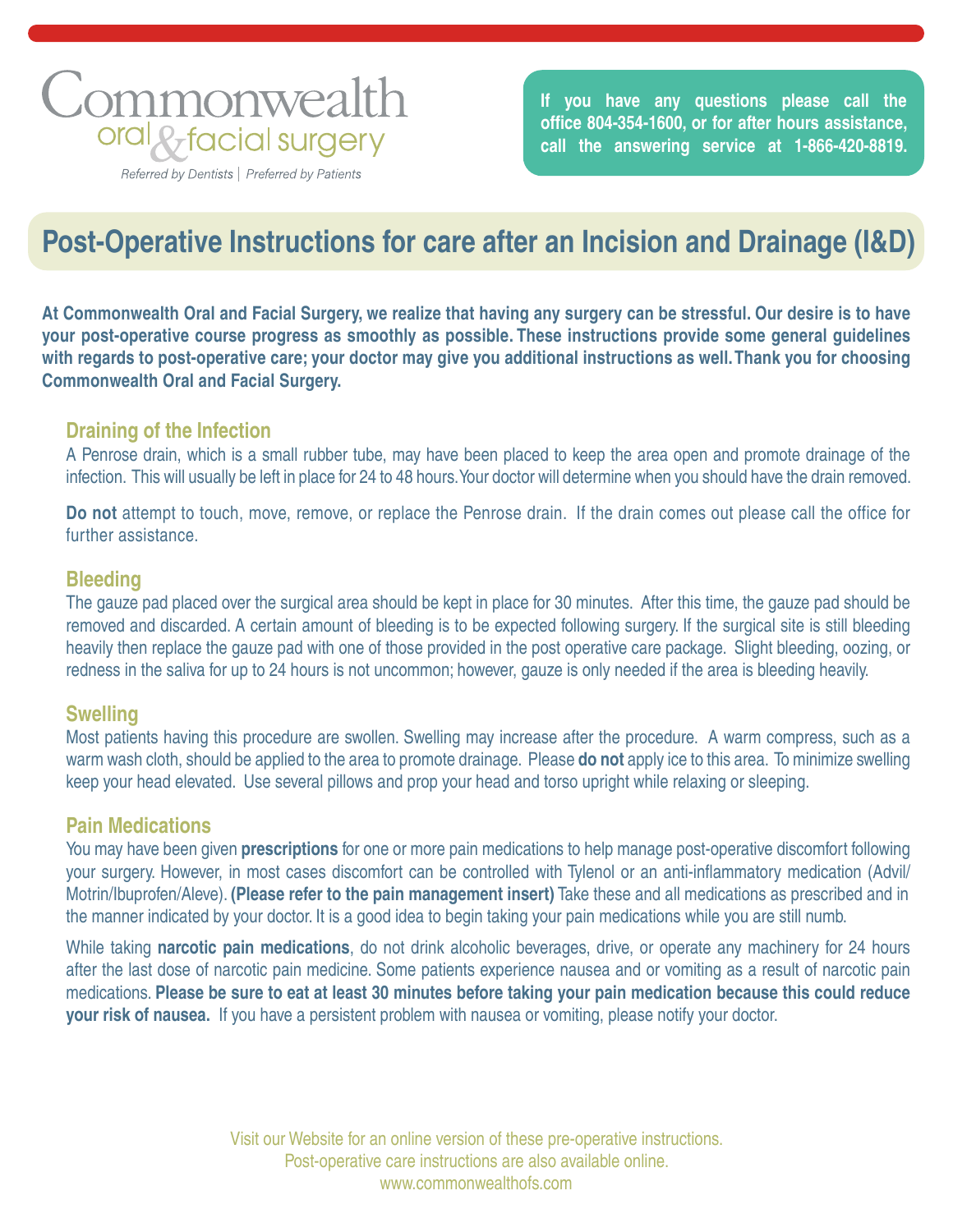Commonwealth oral & facial surgery

*Referred by Dentists | Preferred by Patients*

**If you have any questions please call the office 804-354-1600, or for after hours assistance, call the answering service at 1-866-420-8819.**

# Post-Operative Instructions for care after an Incision and Drainage (I&D)

**At Commonwealth Oral and Facial Surgery, we realize that having any surgery can be stressful. Our desire is to have your post-operative course progress as smoothly as possible. These instructions provide some general guidelines with regards to post-operative care; your doctor may give you additional instructions as well. Thank you for choosing Commonwealth Oral and Facial Surgery.**

## Draining of the Infection

A Penrose drain, which is a small rubber tube, may have been placed to keep the area open and promote drainage of the infection. This will usually be left in place for 24 to 48 hours. Your doctor will determine when you should have the drain removed.

**Do not** attempt to touch, move, remove, or replace the Penrose drain. If the drain comes out please call the office for further assistance.

## Bleeding

The gauze pad placed over the surgical area should be kept in place for 30 minutes. After this time, the gauze pad should be removed and discarded. A certain amount of bleeding is to be expected following surgery. If the surgical site is still bleeding heavily then replace the gauze pad with one of those provided in the post operative care package. Slight bleeding, oozing, or redness in the saliva for up to 24 hours is not uncommon; however, gauze is only needed if the area is bleeding heavily.

## Swelling

Most patients having this procedure are swollen. Swelling may increase after the procedure. A warm compress, such as a warm wash cloth, should be applied to the area to promote drainage. Please **do not** apply ice to this area. To minimize swelling keep your head elevated. Use several pillows and prop your head and torso upright while relaxing or sleeping.

## Pain Medications

You may have been given **prescriptions** for one or more pain medications to help manage post-operative discomfort following your surgery. However, in most cases discomfort can be controlled with Tylenol or an anti-inflammatory medication (Advil/ Motrin/Ibuprofen/Aleve). **(Please refer to the pain management insert)** Take these and all medications as prescribed and in the manner indicated by your doctor. It is a good idea to begin taking your pain medications while you are still numb.

While taking **narcotic pain medications**, do not drink alcoholic beverages, drive, or operate any machinery for 24 hours after the last dose of narcotic pain medicine. Some patients experience nausea and or vomiting as a result of narcotic pain medications. **Please be sure to eat at least 30 minutes before taking your pain medication because this could reduce your risk of nausea.** If you have a persistent problem with nausea or vomiting, please notify your doctor.

Visit our Website for an online version of these pre-operative instructions.
Post-operative care instructions are also available online.
www.commonwealthofs.com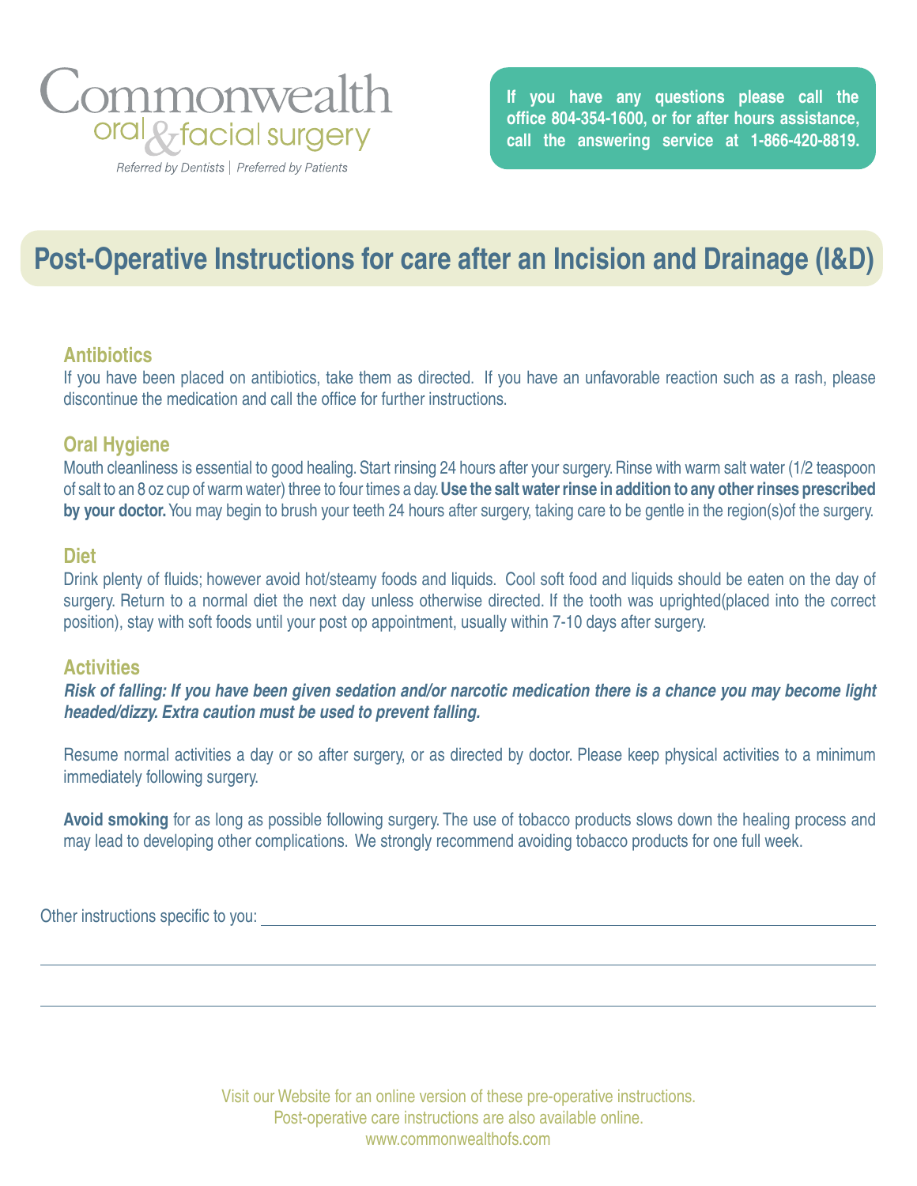Commonwealth oral & facial surgery

Referred by Dentists | Preferred by Patients

**If you have any questions please call the office 804-354-1600, or for after hours assistance, call the answering service at 1-866-420-8819.**

# Post-Operative Instructions for care after an Incision and Drainage (I&D)

## Antibiotics

If you have been placed on antibiotics, take them as directed. If you have an unfavorable reaction such as a rash, please discontinue the medication and call the office for further instructions.

## Oral Hygiene

Mouth cleanliness is essential to good healing. Start rinsing 24 hours after your surgery. Rinse with warm salt water (1/2 teaspoon of salt to an 8 oz cup of warm water) three to four times a day. **Use the salt water rinse in addition to any other rinses prescribed by your doctor.** You may begin to brush your teeth 24 hours after surgery, taking care to be gentle in the region(s)of the surgery.

## Diet

Drink plenty of fluids; however avoid hot/steamy foods and liquids. Cool soft food and liquids should be eaten on the day of surgery. Return to a normal diet the next day unless otherwise directed. If the tooth was uprighted(placed into the correct position), stay with soft foods until your post op appointment, usually within 7-10 days after surgery.

## Activities

***Risk of falling: If you have been given sedation and/or narcotic medication there is a chance you may become light headed/dizzy. Extra caution must be used to prevent falling.***

Resume normal activities a day or so after surgery, or as directed by doctor. Please keep physical activities to a minimum immediately following surgery.

**Avoid smoking** for as long as possible following surgery. The use of tobacco products slows down the healing process and may lead to developing other complications. We strongly recommend avoiding tobacco products for one full week.

Other instructions specific to you: ____________________

Visit our Website for an online version of these pre-operative instructions.
Post-operative care instructions are also available online.
www.commonwealthofs.com